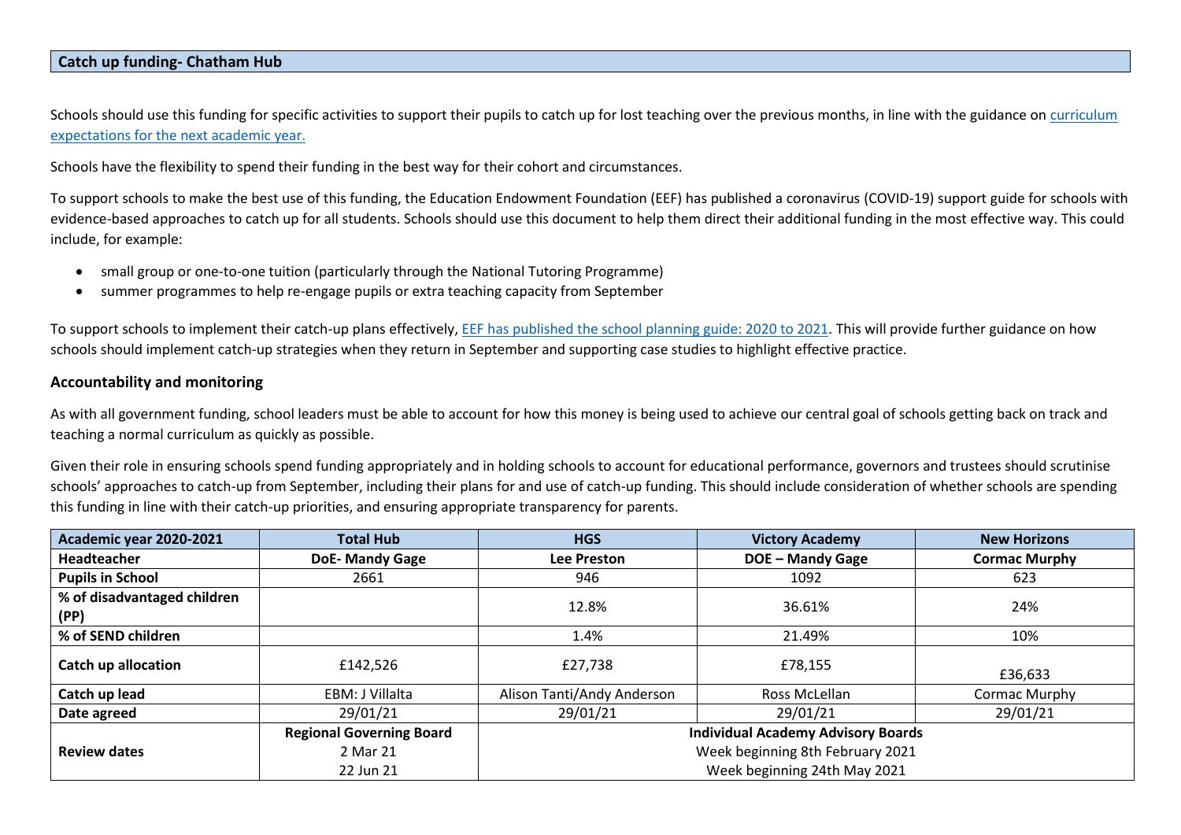## Catch up funding- Chatham Hub

Schools should use this funding for specific activities to support their pupils to catch up for lost teaching over the previous months, in line with the guidance on [curriculum expectations for the next academic year.]()

Schools have the flexibility to spend their funding in the best way for their cohort and circumstances.

To support schools to make the best use of this funding, the Education Endowment Foundation (EEF) has published a coronavirus (COVID-19) support guide for schools with evidence-based approaches to catch up for all students. Schools should use this document to help them direct their additional funding in the most effective way. This could include, for example:

- small group or one-to-one tuition (particularly through the National Tutoring Programme)
- summer programmes to help re-engage pupils or extra teaching capacity from September

To support schools to implement their catch-up plans effectively, [EEF has published the school planning guide: 2020 to 2021](). This will provide further guidance on how schools should implement catch-up strategies when they return in September and supporting case studies to highlight effective practice.

### Accountability and monitoring

As with all government funding, school leaders must be able to account for how this money is being used to achieve our central goal of schools getting back on track and teaching a normal curriculum as quickly as possible.

Given their role in ensuring schools spend funding appropriately and in holding schools to account for educational performance, governors and trustees should scrutinise schools' approaches to catch-up from September, including their plans for and use of catch-up funding. This should include consideration of whether schools are spending this funding in line with their catch-up priorities, and ensuring appropriate transparency for parents.

| Academic year 2020-2021 | Total Hub | HGS | Victory Academy | New Horizons |
|---|---|---|---|---|
| **Headteacher** | **DoE- Mandy Gage** | **Lee Preston** | **DOE – Mandy Gage** | **Cormac Murphy** |
| **Pupils in School** | 2661 | 946 | 1092 | 623 |
| **% of disadvantaged children (PP)** | | 12.8% | 36.61% | 24% |
| **% of SEND children** | | 1.4% | 21.49% | 10% |
| **Catch up allocation** | £142,526 | £27,738 | £78,155 | £36,633 |
| **Catch up lead** | EBM: J Villalta | Alison Tanti/Andy Anderson | Ross McLellan | Cormac Murphy |
| **Date agreed** | 29/01/21 | 29/01/21 | 29/01/21 | 29/01/21 |
| **Review dates** | **Regional Governing Board**<br>2 Mar 21<br>22 Jun 21 | **Individual Academy Advisory Boards**<br>Week beginning 8th February 2021<br>Week beginning 24th May 2021 | | |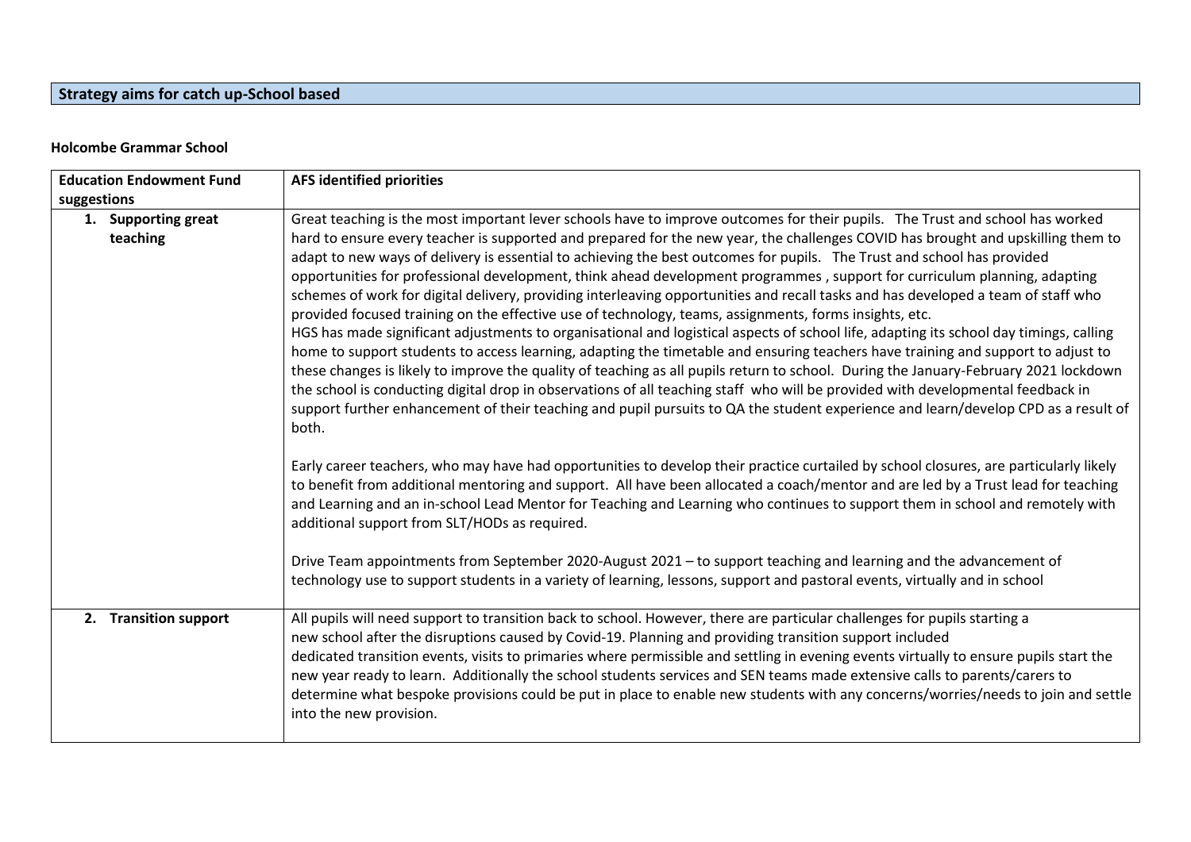## Strategy aims for catch up-School based

**Holcombe Grammar School**

| Education Endowment Fund suggestions | AFS identified priorities |
|---|---|
| 1. **Supporting great teaching** | Great teaching is the most important lever schools have to improve outcomes for their pupils. The Trust and school has worked hard to ensure every teacher is supported and prepared for the new year, the challenges COVID has brought and upskilling them to adapt to new ways of delivery is essential to achieving the best outcomes for pupils. The Trust and school has provided opportunities for professional development, think ahead development programmes , support for curriculum planning, adapting schemes of work for digital delivery, providing interleaving opportunities and recall tasks and has developed a team of staff who provided focused training on the effective use of technology, teams, assignments, forms insights, etc.<br>HGS has made significant adjustments to organisational and logistical aspects of school life, adapting its school day timings, calling home to support students to access learning, adapting the timetable and ensuring teachers have training and support to adjust to these changes is likely to improve the quality of teaching as all pupils return to school. During the January-February 2021 lockdown the school is conducting digital drop in observations of all teaching staff who will be provided with developmental feedback in support further enhancement of their teaching and pupil pursuits to QA the student experience and learn/develop CPD as a result of both.<br><br>Early career teachers, who may have had opportunities to develop their practice curtailed by school closures, are particularly likely to benefit from additional mentoring and support. All have been allocated a coach/mentor and are led by a Trust lead for teaching and Learning and an in-school Lead Mentor for Teaching and Learning who continues to support them in school and remotely with additional support from SLT/HODs as required.<br><br>Drive Team appointments from September 2020-August 2021 – to support teaching and learning and the advancement of technology use to support students in a variety of learning, lessons, support and pastoral events, virtually and in school |
| 2. **Transition support** | All pupils will need support to transition back to school. However, there are particular challenges for pupils starting a new school after the disruptions caused by Covid-19. Planning and providing transition support included dedicated transition events, visits to primaries where permissible and settling in evening events virtually to ensure pupils start the new year ready to learn. Additionally the school students services and SEN teams made extensive calls to parents/carers to determine what bespoke provisions could be put in place to enable new students with any concerns/worries/needs to join and settle into the new provision. |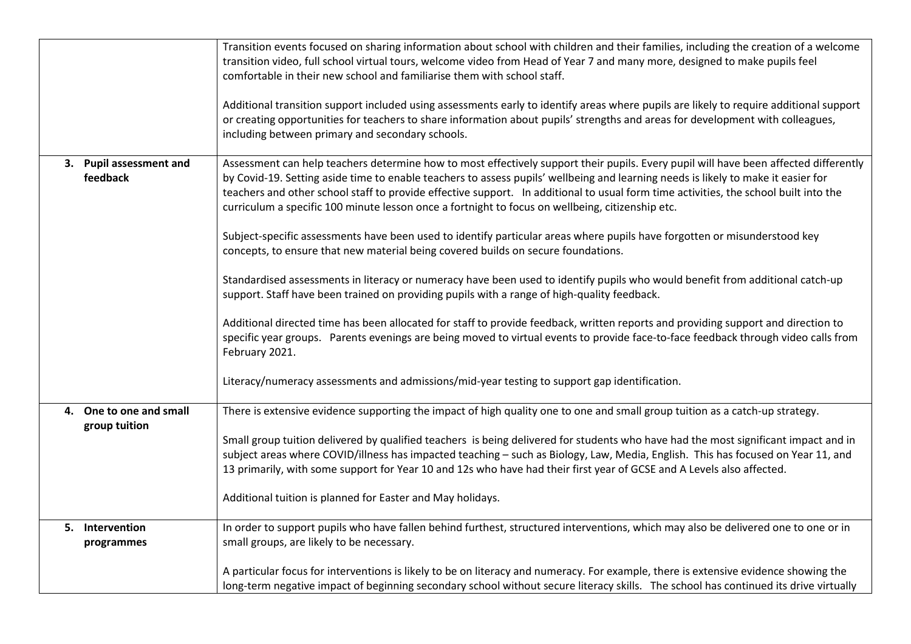| | |
|---|---|
| | Transition events focused on sharing information about school with children and their families, including the creation of a welcome transition video, full school virtual tours, welcome video from Head of Year 7 and many more, designed to make pupils feel comfortable in their new school and familiarise them with school staff.<br><br>Additional transition support included using assessments early to identify areas where pupils are likely to require additional support or creating opportunities for teachers to share information about pupils' strengths and areas for development with colleagues, including between primary and secondary schools. |
| **3. Pupil assessment and feedback** | Assessment can help teachers determine how to most effectively support their pupils. Every pupil will have been affected differently by Covid-19. Setting aside time to enable teachers to assess pupils' wellbeing and learning needs is likely to make it easier for teachers and other school staff to provide effective support. In additional to usual form time activities, the school built into the curriculum a specific 100 minute lesson once a fortnight to focus on wellbeing, citizenship etc.<br><br>Subject-specific assessments have been used to identify particular areas where pupils have forgotten or misunderstood key concepts, to ensure that new material being covered builds on secure foundations.<br><br>Standardised assessments in literacy or numeracy have been used to identify pupils who would benefit from additional catch-up support. Staff have been trained on providing pupils with a range of high-quality feedback.<br><br>Additional directed time has been allocated for staff to provide feedback, written reports and providing support and direction to specific year groups. Parents evenings are being moved to virtual events to provide face-to-face feedback through video calls from February 2021.<br><br>Literacy/numeracy assessments and admissions/mid-year testing to support gap identification. |
| **4. One to one and small group tuition** | There is extensive evidence supporting the impact of high quality one to one and small group tuition as a catch-up strategy.<br><br>Small group tuition delivered by qualified teachers is being delivered for students who have had the most significant impact and in subject areas where COVID/illness has impacted teaching – such as Biology, Law, Media, English. This has focused on Year 11, and 13 primarily, with some support for Year 10 and 12s who have had their first year of GCSE and A Levels also affected.<br><br>Additional tuition is planned for Easter and May holidays. |
| **5. Intervention programmes** | In order to support pupils who have fallen behind furthest, structured interventions, which may also be delivered one to one or in small groups, are likely to be necessary.<br><br>A particular focus for interventions is likely to be on literacy and numeracy. For example, there is extensive evidence showing the long-term negative impact of beginning secondary school without secure literacy skills. The school has continued its drive virtually |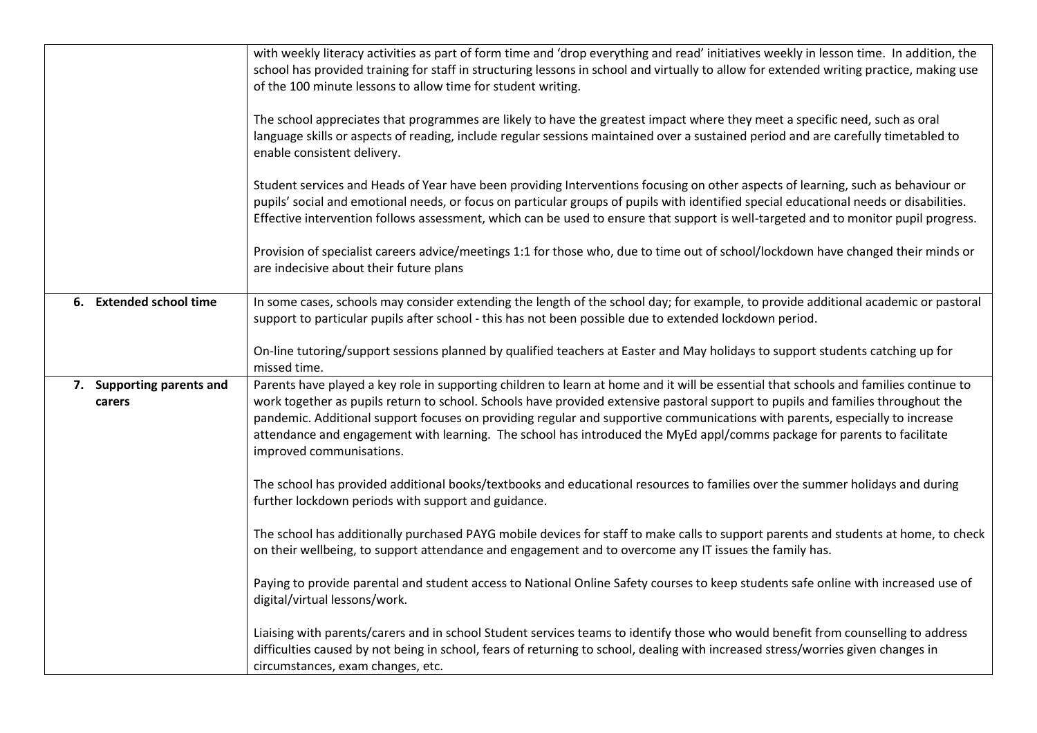| | |
|---|---|
| | with weekly literacy activities as part of form time and 'drop everything and read' initiatives weekly in lesson time. In addition, the school has provided training for staff in structuring lessons in school and virtually to allow for extended writing practice, making use of the 100 minute lessons to allow time for student writing.<br><br>The school appreciates that programmes are likely to have the greatest impact where they meet a specific need, such as oral language skills or aspects of reading, include regular sessions maintained over a sustained period and are carefully timetabled to enable consistent delivery.<br><br>Student services and Heads of Year have been providing Interventions focusing on other aspects of learning, such as behaviour or pupils' social and emotional needs, or focus on particular groups of pupils with identified special educational needs or disabilities. Effective intervention follows assessment, which can be used to ensure that support is well-targeted and to monitor pupil progress.<br><br>Provision of specialist careers advice/meetings 1:1 for those who, due to time out of school/lockdown have changed their minds or are indecisive about their future plans |
| **6. Extended school time** | In some cases, schools may consider extending the length of the school day; for example, to provide additional academic or pastoral support to particular pupils after school - this has not been possible due to extended lockdown period.<br><br>On-line tutoring/support sessions planned by qualified teachers at Easter and May holidays to support students catching up for missed time. |
| **7. Supporting parents and carers** | Parents have played a key role in supporting children to learn at home and it will be essential that schools and families continue to work together as pupils return to school. Schools have provided extensive pastoral support to pupils and families throughout the pandemic. Additional support focuses on providing regular and supportive communications with parents, especially to increase attendance and engagement with learning. The school has introduced the MyEd appl/comms package for parents to facilitate improved communisations.<br><br>The school has provided additional books/textbooks and educational resources to families over the summer holidays and during further lockdown periods with support and guidance.<br><br>The school has additionally purchased PAYG mobile devices for staff to make calls to support parents and students at home, to check on their wellbeing, to support attendance and engagement and to overcome any IT issues the family has.<br><br>Paying to provide parental and student access to National Online Safety courses to keep students safe online with increased use of digital/virtual lessons/work.<br><br>Liaising with parents/carers and in school Student services teams to identify those who would benefit from counselling to address difficulties caused by not being in school, fears of returning to school, dealing with increased stress/worries given changes in circumstances, exam changes, etc. |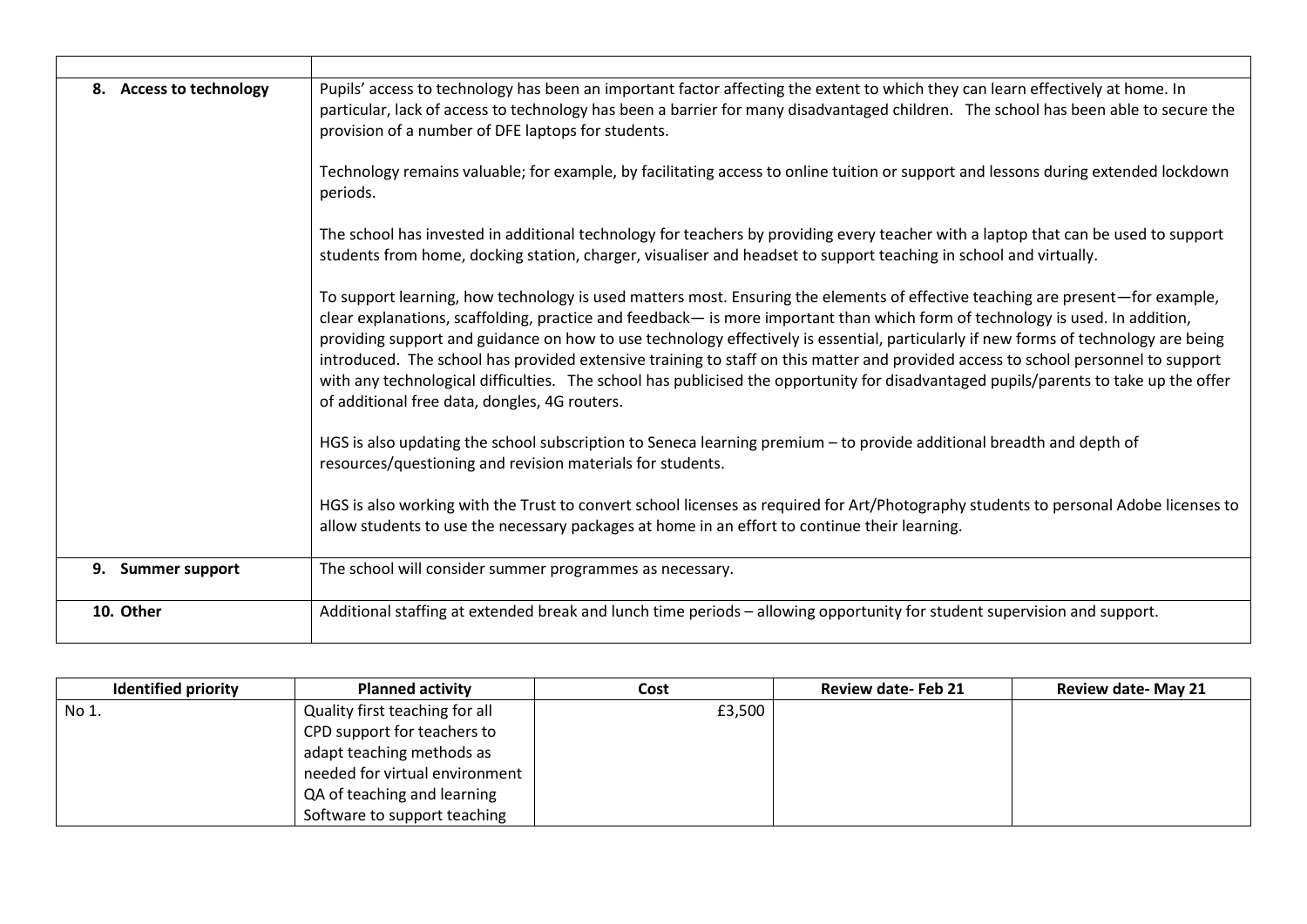| | |
|---|---|
| **8. Access to technology** | Pupils' access to technology has been an important factor affecting the extent to which they can learn effectively at home. In particular, lack of access to technology has been a barrier for many disadvantaged children. The school has been able to secure the provision of a number of DFE laptops for students.<br><br>Technology remains valuable; for example, by facilitating access to online tuition or support and lessons during extended lockdown periods.<br><br>The school has invested in additional technology for teachers by providing every teacher with a laptop that can be used to support students from home, docking station, charger, visualiser and headset to support teaching in school and virtually.<br><br>To support learning, how technology is used matters most. Ensuring the elements of effective teaching are present—for example, clear explanations, scaffolding, practice and feedback— is more important than which form of technology is used. In addition, providing support and guidance on how to use technology effectively is essential, particularly if new forms of technology are being introduced. The school has provided extensive training to staff on this matter and provided access to school personnel to support with any technological difficulties. The school has publicised the opportunity for disadvantaged pupils/parents to take up the offer of additional free data, dongles, 4G routers.<br><br>HGS is also updating the school subscription to Seneca learning premium – to provide additional breadth and depth of resources/questioning and revision materials for students.<br><br>HGS is also working with the Trust to convert school licenses as required for Art/Photography students to personal Adobe licenses to allow students to use the necessary packages at home in an effort to continue their learning. |
| **9. Summer support** | The school will consider summer programmes as necessary. |
| **10. Other** | Additional staffing at extended break and lunch time periods – allowing opportunity for student supervision and support. |

| Identified priority | Planned activity | Cost | Review date- Feb 21 | Review date- May 21 |
|---|---|---|---|---|
| No 1. | Quality first teaching for all<br>CPD support for teachers to adapt teaching methods as needed for virtual environment<br>QA of teaching and learning<br>Software to support teaching | £3,500 | | |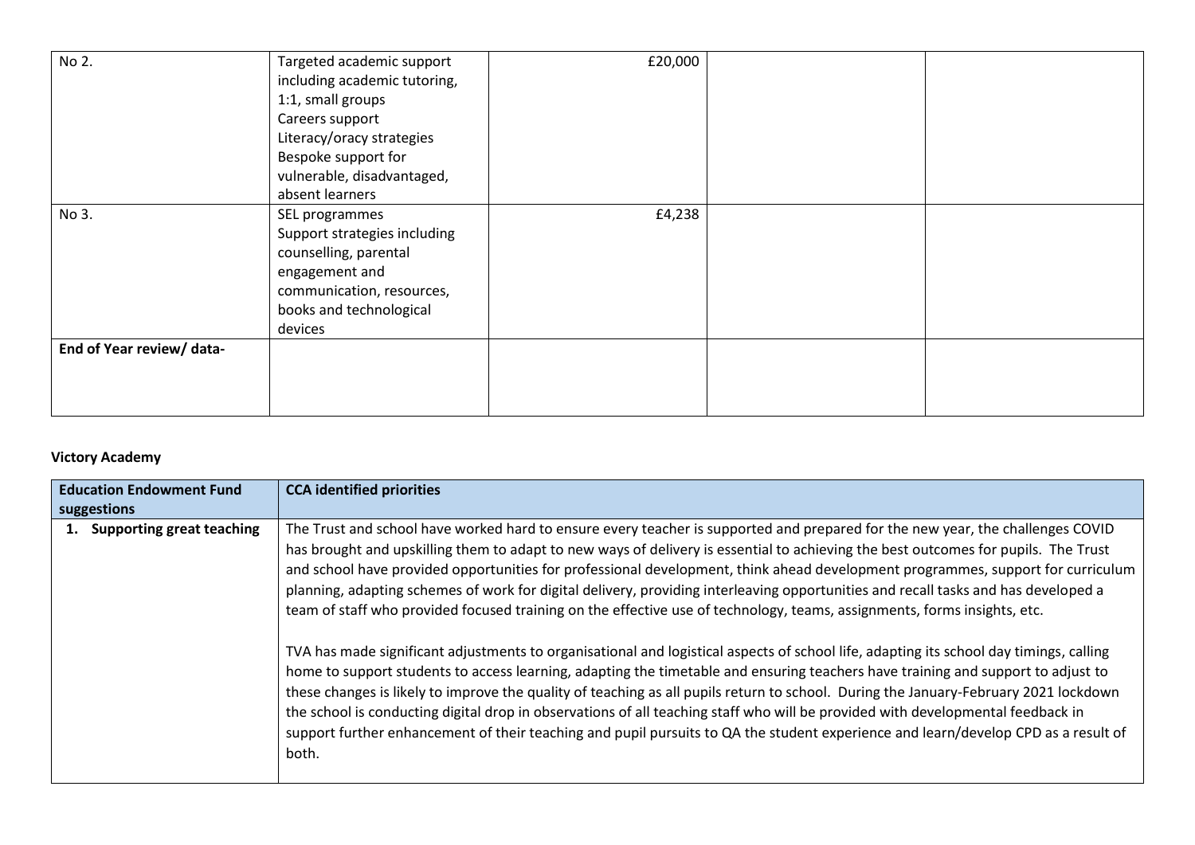| No 2. | Targeted academic support including academic tutoring, 1:1, small groups<br>Careers support<br>Literacy/oracy strategies<br>Bespoke support for vulnerable, disadvantaged, absent learners | £20,000 | | |
|---|---|---|---|---|
| No 3. | SEL programmes<br>Support strategies including counselling, parental engagement and communication, resources, books and technological devices | £4,238 | | |
| **End of Year review/ data-** | | | | |

**Victory Academy**

| Education Endowment Fund suggestions | CCA identified priorities |
|---|---|
| **1. Supporting great teaching** | The Trust and school have worked hard to ensure every teacher is supported and prepared for the new year, the challenges COVID has brought and upskilling them to adapt to new ways of delivery is essential to achieving the best outcomes for pupils. The Trust and school have provided opportunities for professional development, think ahead development programmes, support for curriculum planning, adapting schemes of work for digital delivery, providing interleaving opportunities and recall tasks and has developed a team of staff who provided focused training on the effective use of technology, teams, assignments, forms insights, etc.<br><br>TVA has made significant adjustments to organisational and logistical aspects of school life, adapting its school day timings, calling home to support students to access learning, adapting the timetable and ensuring teachers have training and support to adjust to these changes is likely to improve the quality of teaching as all pupils return to school. During the January-February 2021 lockdown the school is conducting digital drop in observations of all teaching staff who will be provided with developmental feedback in support further enhancement of their teaching and pupil pursuits to QA the student experience and learn/develop CPD as a result of both. |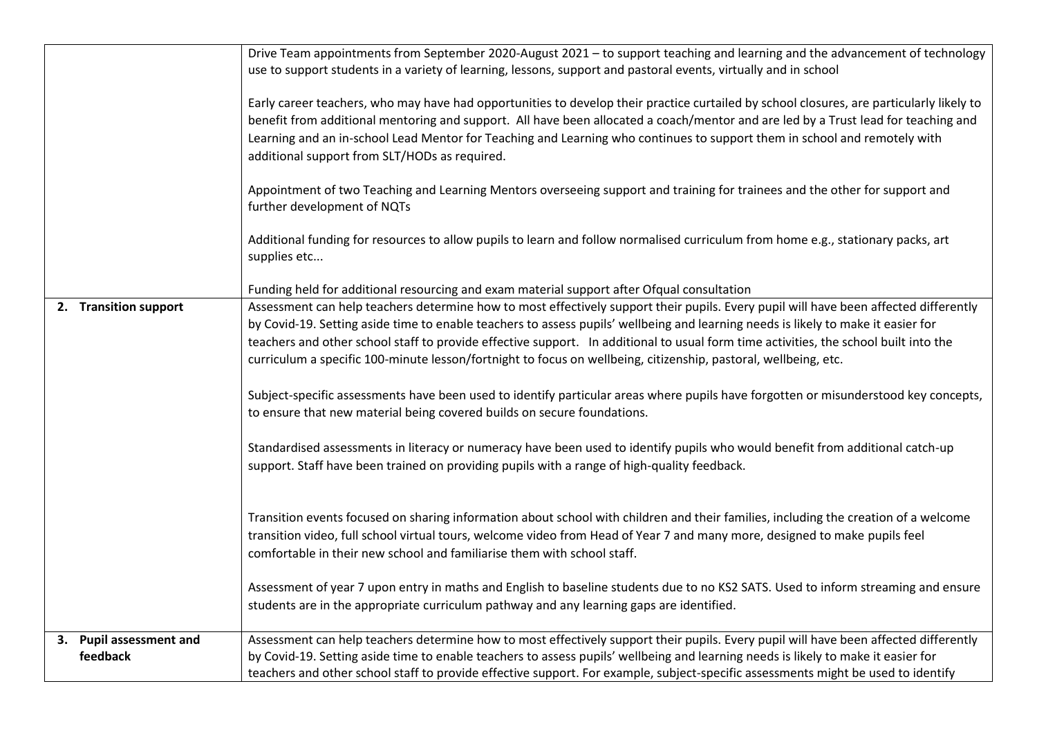| | |
|---|---|
| | Drive Team appointments from September 2020-August 2021 – to support teaching and learning and the advancement of technology use to support students in a variety of learning, lessons, support and pastoral events, virtually and in school<br><br>Early career teachers, who may have had opportunities to develop their practice curtailed by school closures, are particularly likely to benefit from additional mentoring and support. All have been allocated a coach/mentor and are led by a Trust lead for teaching and Learning and an in-school Lead Mentor for Teaching and Learning who continues to support them in school and remotely with additional support from SLT/HODs as required.<br><br>Appointment of two Teaching and Learning Mentors overseeing support and training for trainees and the other for support and further development of NQTs<br><br>Additional funding for resources to allow pupils to learn and follow normalised curriculum from home e.g., stationary packs, art supplies etc...<br><br>Funding held for additional resourcing and exam material support after Ofqual consultation |
| **2. Transition support** | Assessment can help teachers determine how to most effectively support their pupils. Every pupil will have been affected differently by Covid-19. Setting aside time to enable teachers to assess pupils' wellbeing and learning needs is likely to make it easier for teachers and other school staff to provide effective support. In additional to usual form time activities, the school built into the curriculum a specific 100-minute lesson/fortnight to focus on wellbeing, citizenship, pastoral, wellbeing, etc.<br><br>Subject-specific assessments have been used to identify particular areas where pupils have forgotten or misunderstood key concepts, to ensure that new material being covered builds on secure foundations.<br><br>Standardised assessments in literacy or numeracy have been used to identify pupils who would benefit from additional catch-up support. Staff have been trained on providing pupils with a range of high-quality feedback.<br><br>Transition events focused on sharing information about school with children and their families, including the creation of a welcome transition video, full school virtual tours, welcome video from Head of Year 7 and many more, designed to make pupils feel comfortable in their new school and familiarise them with school staff.<br><br>Assessment of year 7 upon entry in maths and English to baseline students due to no KS2 SATS. Used to inform streaming and ensure students are in the appropriate curriculum pathway and any learning gaps are identified. |
| **3. Pupil assessment and feedback** | Assessment can help teachers determine how to most effectively support their pupils. Every pupil will have been affected differently by Covid-19. Setting aside time to enable teachers to assess pupils' wellbeing and learning needs is likely to make it easier for teachers and other school staff to provide effective support. For example, subject-specific assessments might be used to identify |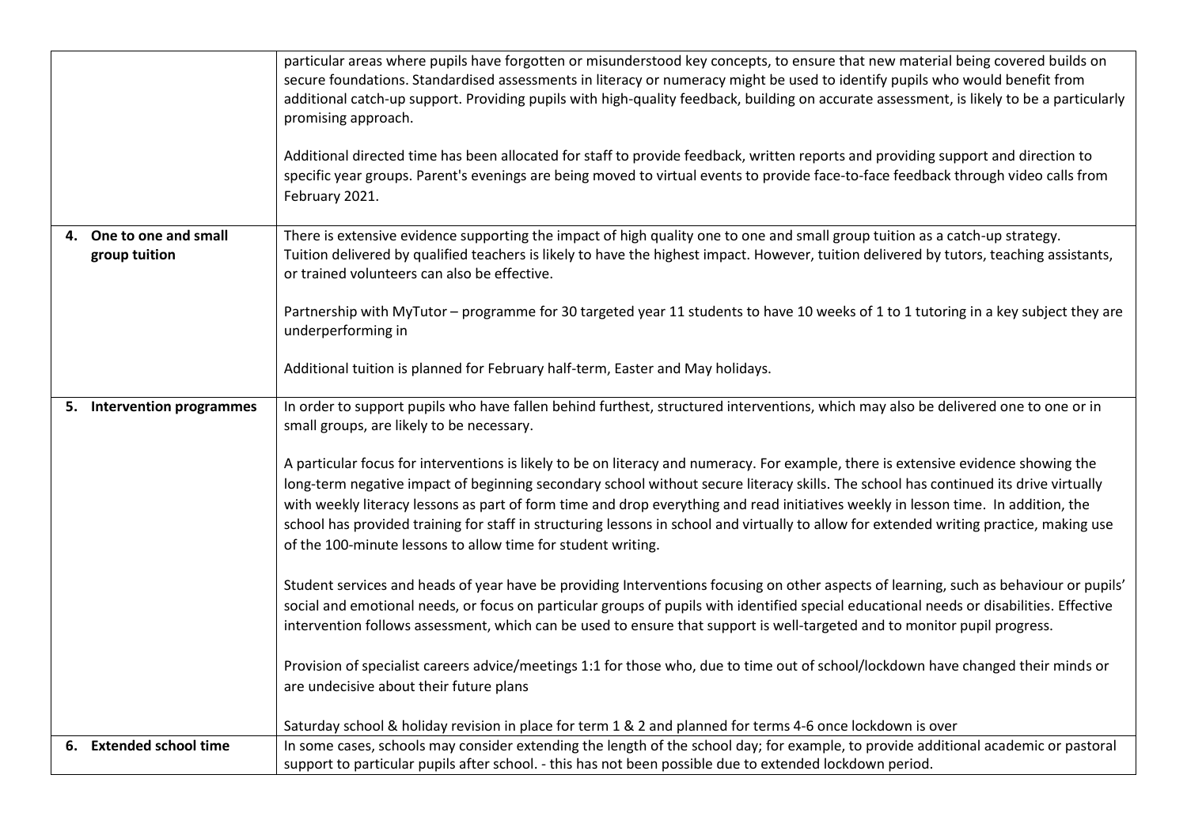| | |
|---|---|
| | particular areas where pupils have forgotten or misunderstood key concepts, to ensure that new material being covered builds on secure foundations. Standardised assessments in literacy or numeracy might be used to identify pupils who would benefit from additional catch-up support. Providing pupils with high-quality feedback, building on accurate assessment, is likely to be a particularly promising approach.<br><br>Additional directed time has been allocated for staff to provide feedback, written reports and providing support and direction to specific year groups. Parent's evenings are being moved to virtual events to provide face-to-face feedback through video calls from February 2021. |
| **4. One to one and small group tuition** | There is extensive evidence supporting the impact of high quality one to one and small group tuition as a catch-up strategy. Tuition delivered by qualified teachers is likely to have the highest impact. However, tuition delivered by tutors, teaching assistants, or trained volunteers can also be effective.<br><br>Partnership with MyTutor – programme for 30 targeted year 11 students to have 10 weeks of 1 to 1 tutoring in a key subject they are underperforming in<br><br>Additional tuition is planned for February half-term, Easter and May holidays. |
| **5. Intervention programmes** | In order to support pupils who have fallen behind furthest, structured interventions, which may also be delivered one to one or in small groups, are likely to be necessary.<br><br>A particular focus for interventions is likely to be on literacy and numeracy. For example, there is extensive evidence showing the long-term negative impact of beginning secondary school without secure literacy skills. The school has continued its drive virtually with weekly literacy lessons as part of form time and drop everything and read initiatives weekly in lesson time. In addition, the school has provided training for staff in structuring lessons in school and virtually to allow for extended writing practice, making use of the 100-minute lessons to allow time for student writing.<br><br>Student services and heads of year have be providing Interventions focusing on other aspects of learning, such as behaviour or pupils' social and emotional needs, or focus on particular groups of pupils with identified special educational needs or disabilities. Effective intervention follows assessment, which can be used to ensure that support is well-targeted and to monitor pupil progress.<br><br>Provision of specialist careers advice/meetings 1:1 for those who, due to time out of school/lockdown have changed their minds or are undecisive about their future plans<br><br>Saturday school & holiday revision in place for term 1 & 2 and planned for terms 4-6 once lockdown is over |
| **6. Extended school time** | In some cases, schools may consider extending the length of the school day; for example, to provide additional academic or pastoral support to particular pupils after school. - this has not been possible due to extended lockdown period. |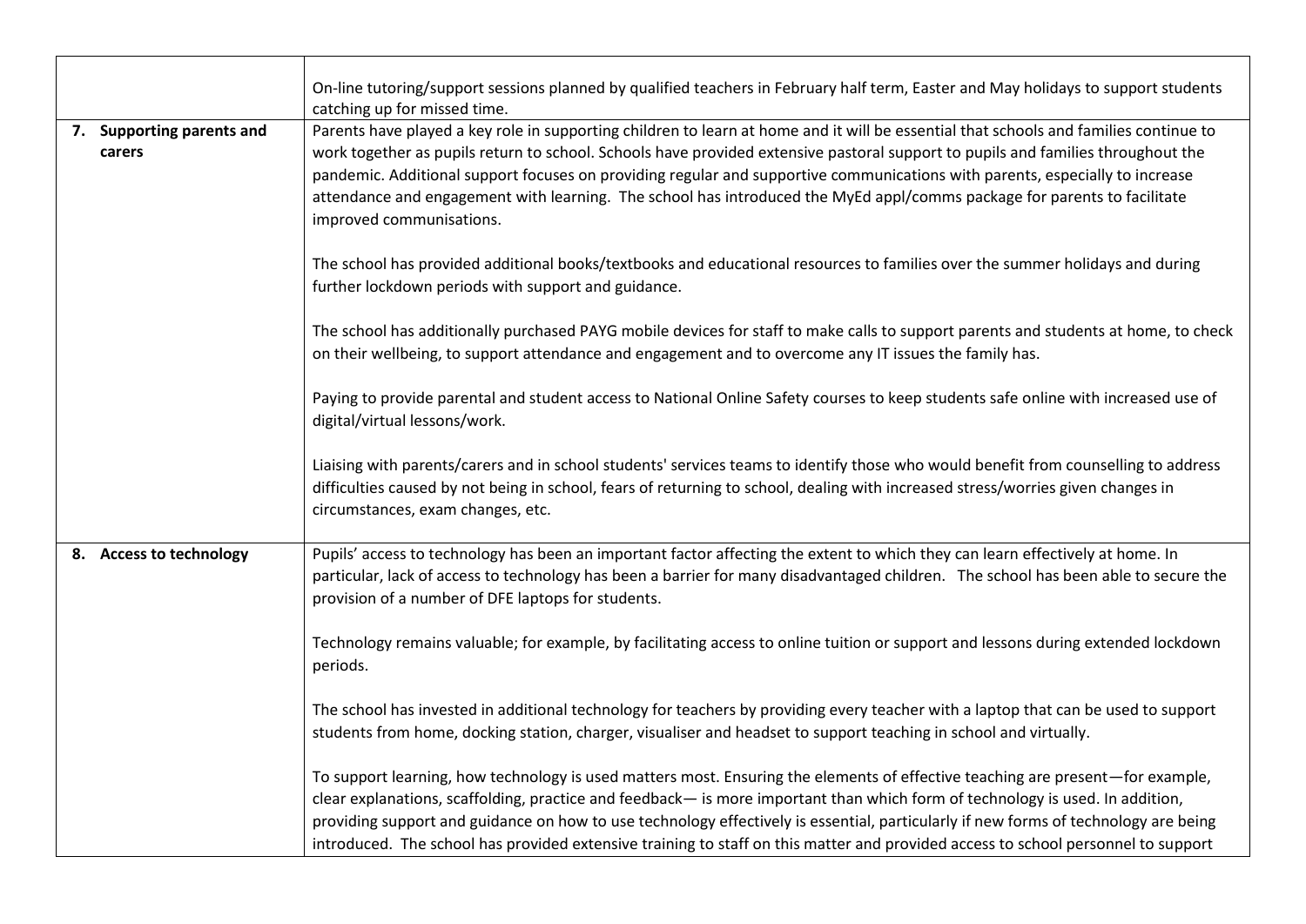| | |
|---|---|
| | On-line tutoring/support sessions planned by qualified teachers in February half term, Easter and May holidays to support students catching up for missed time. |
| **7. Supporting parents and carers** | Parents have played a key role in supporting children to learn at home and it will be essential that schools and families continue to work together as pupils return to school. Schools have provided extensive pastoral support to pupils and families throughout the pandemic. Additional support focuses on providing regular and supportive communications with parents, especially to increase attendance and engagement with learning. The school has introduced the MyEd appl/comms package for parents to facilitate improved communisations.<br><br>The school has provided additional books/textbooks and educational resources to families over the summer holidays and during further lockdown periods with support and guidance.<br><br>The school has additionally purchased PAYG mobile devices for staff to make calls to support parents and students at home, to check on their wellbeing, to support attendance and engagement and to overcome any IT issues the family has.<br><br>Paying to provide parental and student access to National Online Safety courses to keep students safe online with increased use of digital/virtual lessons/work.<br><br>Liaising with parents/carers and in school students' services teams to identify those who would benefit from counselling to address difficulties caused by not being in school, fears of returning to school, dealing with increased stress/worries given changes in circumstances, exam changes, etc. |
| **8. Access to technology** | Pupils' access to technology has been an important factor affecting the extent to which they can learn effectively at home. In particular, lack of access to technology has been a barrier for many disadvantaged children. The school has been able to secure the provision of a number of DFE laptops for students.<br><br>Technology remains valuable; for example, by facilitating access to online tuition or support and lessons during extended lockdown periods.<br><br>The school has invested in additional technology for teachers by providing every teacher with a laptop that can be used to support students from home, docking station, charger, visualiser and headset to support teaching in school and virtually.<br><br>To support learning, how technology is used matters most. Ensuring the elements of effective teaching are present—for example, clear explanations, scaffolding, practice and feedback— is more important than which form of technology is used. In addition, providing support and guidance on how to use technology effectively is essential, particularly if new forms of technology are being introduced. The school has provided extensive training to staff on this matter and provided access to school personnel to support |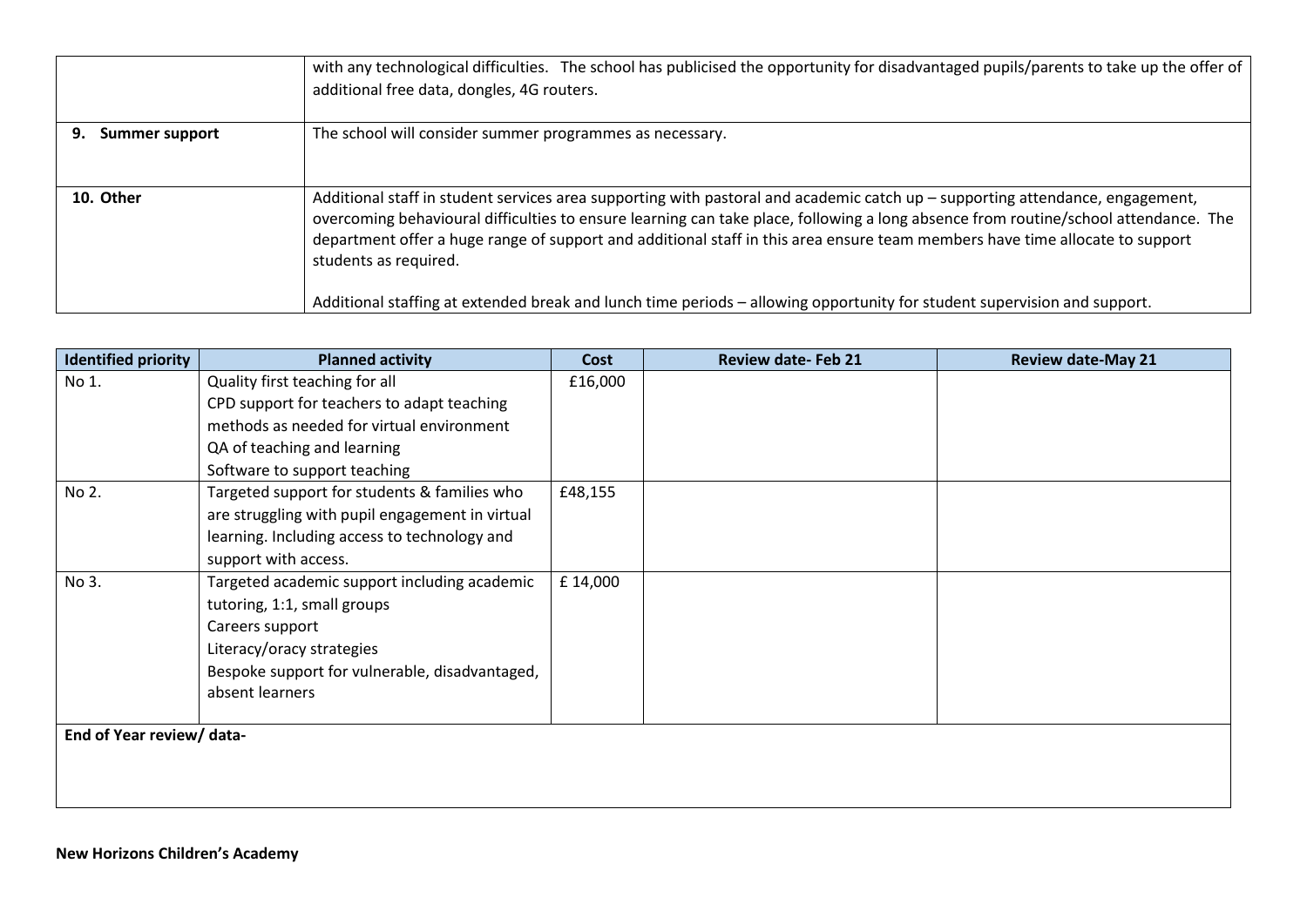| | |
|---|---|
| | with any technological difficulties. The school has publicised the opportunity for disadvantaged pupils/parents to take up the offer of additional free data, dongles, 4G routers. |
| **9. Summer support** | The school will consider summer programmes as necessary. |
| **10. Other** | Additional staff in student services area supporting with pastoral and academic catch up – supporting attendance, engagement, overcoming behavioural difficulties to ensure learning can take place, following a long absence from routine/school attendance. The department offer a huge range of support and additional staff in this area ensure team members have time allocate to support students as required.<br><br>Additional staffing at extended break and lunch time periods – allowing opportunity for student supervision and support. |

| Identified priority | Planned activity | Cost | Review date- Feb 21 | Review date-May 21 |
|---|---|---|---|---|
| No 1. | Quality first teaching for all<br>CPD support for teachers to adapt teaching methods as needed for virtual environment<br>QA of teaching and learning<br>Software to support teaching | £16,000 | | |
| No 2. | Targeted support for students & families who are struggling with pupil engagement in virtual learning. Including access to technology and support with access. | £48,155 | | |
| No 3. | Targeted academic support including academic tutoring, 1:1, small groups<br>Careers support<br>Literacy/oracy strategies<br>Bespoke support for vulnerable, disadvantaged, absent learners | £ 14,000 | | |
| **End of Year review/ data-** | | | | |

**New Horizons Children's Academy**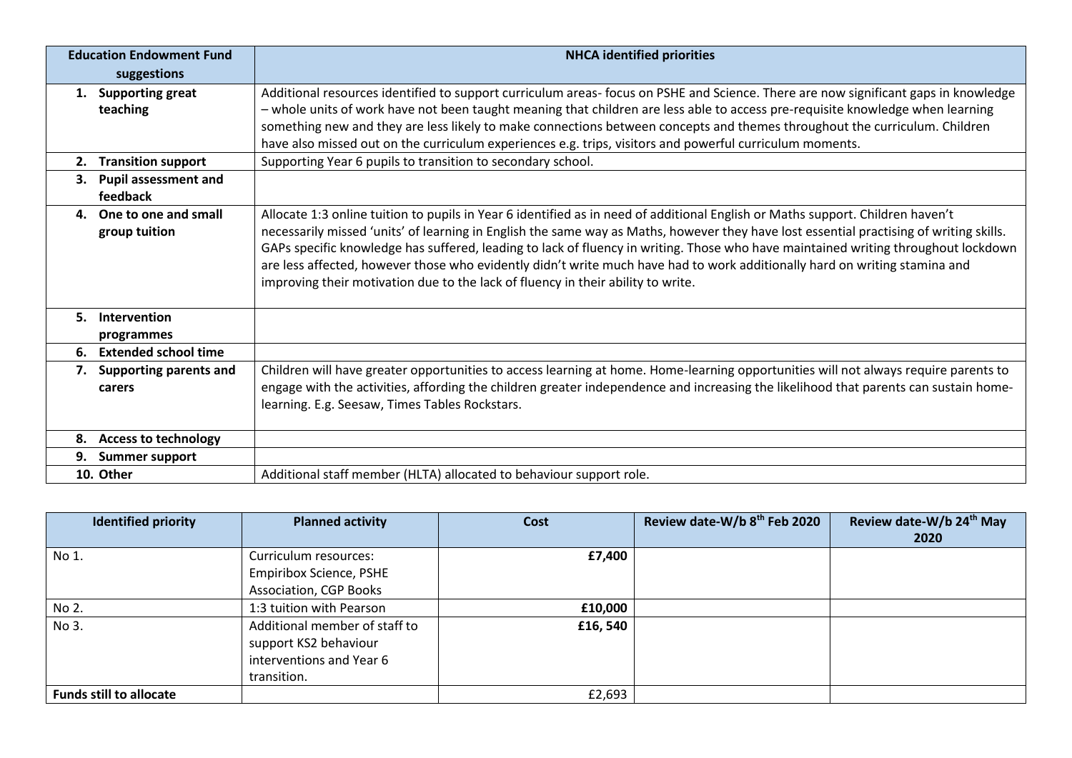| Education Endowment Fund suggestions | NHCA identified priorities |
| --- | --- |
| 1. **Supporting great teaching** | Additional resources identified to support curriculum areas- focus on PSHE and Science. There are now significant gaps in knowledge – whole units of work have not been taught meaning that children are less able to access pre-requisite knowledge when learning something new and they are less likely to make connections between concepts and themes throughout the curriculum. Children have also missed out on the curriculum experiences e.g. trips, visitors and powerful curriculum moments. |
| 2. **Transition support** | Supporting Year 6 pupils to transition to secondary school. |
| 3. **Pupil assessment and feedback** | |
| 4. **One to one and small group tuition** | Allocate 1:3 online tuition to pupils in Year 6 identified as in need of additional English or Maths support. Children haven't necessarily missed 'units' of learning in English the same way as Maths, however they have lost essential practising of writing skills. GAPs specific knowledge has suffered, leading to lack of fluency in writing. Those who have maintained writing throughout lockdown are less affected, however those who evidently didn't write much have had to work additionally hard on writing stamina and improving their motivation due to the lack of fluency in their ability to write. |
| 5. **Intervention programmes** | |
| 6. **Extended school time** | |
| 7. **Supporting parents and carers** | Children will have greater opportunities to access learning at home. Home-learning opportunities will not always require parents to engage with the activities, affording the children greater independence and increasing the likelihood that parents can sustain home-learning. E.g. Seesaw, Times Tables Rockstars. |
| 8. **Access to technology** | |
| 9. **Summer support** | |
| 10. **Other** | Additional staff member (HLTA) allocated to behaviour support role. |

| Identified priority | Planned activity | Cost | Review date-W/b 8th Feb 2020 | Review date-W/b 24th May 2020 |
| --- | --- | --- | --- | --- |
| No 1. | Curriculum resources: Empiribox Science, PSHE Association, CGP Books | **£7,400** | | |
| No 2. | 1:3 tuition with Pearson | **£10,000** | | |
| No 3. | Additional member of staff to support KS2 behaviour interventions and Year 6 transition. | **£16, 540** | | |
| **Funds still to allocate** | | £2,693 | | |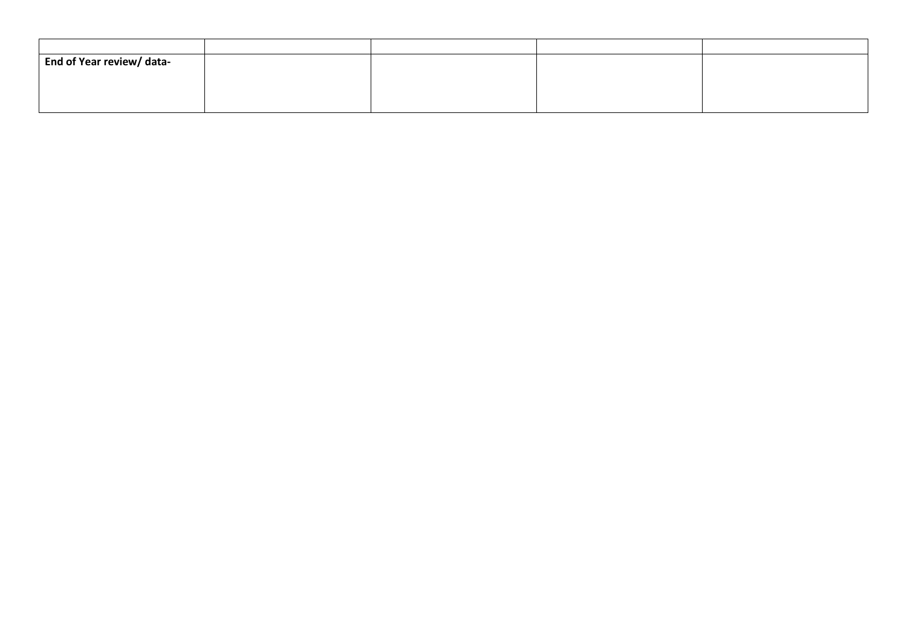| | | | | |
|---|---|---|---|---|
| | | | | |
| **End of Year review/ data-** | | | | |